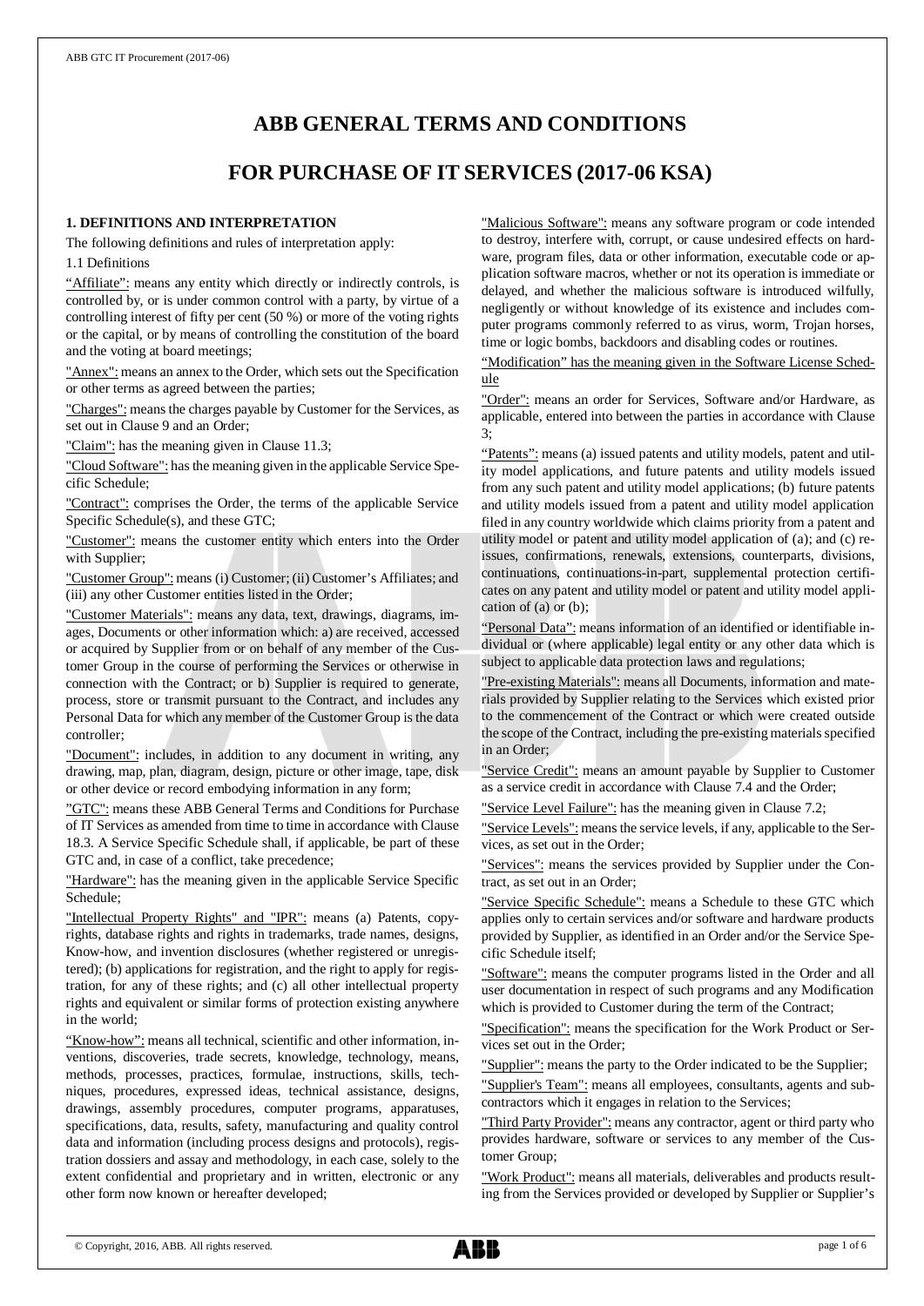# ABB GENERAL TERMS AND CONDITIONS

# FOR PURCHASE OF IT SERVICES (2017-06 KSA)

## 1. DEFINITIONS AND INTERPRETATION

The following definitions and rules of interpretation apply:

1.1 Definitions

"Affiliate": means any entity which directly or indirectly controls, is controlled by, or is under common control with a party, by virtue of a controlling interest of fifty per cent (50 %) or more of the voting rights or the capital, or by means of controlling the constitution of the board and the voting at board meetings;

"Annex": means an annex to the Order, which sets out the Specification or other terms as agreed between the parties;

"Charges": means the charges payable by Customer for the Services, as set out in Clause 9 and an Order;

"Claim": has the meaning given in Clause 11.3;

"Cloud Software": has the meaning given in the applicable Service Specific Schedule;

"Contract": comprises the Order, the terms of the applicable Service Specific Schedule(s), and these GTC;

"Customer": means the customer entity which enters into the Order with Supplier;

"Customer Group": means (i) Customer; (ii) Customer's Affiliates; and (iii) any other Customer entities listed in the Order;

"Customer Materials": means any data, text, drawings, diagrams, images, Documents or other information which: a) are received, accessed or acquired by Supplier from or on behalf of any member of the Customer Group in the course of performing the Services or otherwise in connection with the Contract; or b) Supplier is required to generate, process, store or transmit pursuant to the Contract, and includes any Personal Data for which any member of the Customer Group is the data controller;

"Document": includes, in addition to any document in writing, any drawing, map, plan, diagram, design, picture or other image, tape, disk or other device or record embodying information in any form;

"GTC": means these ABB General Terms and Conditions for Purchase of IT Services as amended from time to time in accordance with Clause 18.3. A Service Specific Schedule shall, if applicable, be part of these GTC and, in case of a conflict, take precedence;

"Hardware": has the meaning given in the applicable Service Specific Schedule;

"Intellectual Property Rights" and "IPR": means (a) Patents, copyrights, database rights and rights in trademarks, trade names, designs, Know-how, and invention disclosures (whether registered or unregistered); (b) applications for registration, and the right to apply for registration, for any of these rights; and (c) all other intellectual property rights and equivalent or similar forms of protection existing anywhere in the world;

"Know-how": means all technical, scientific and other information, inventions, discoveries, trade secrets, knowledge, technology, means, methods, processes, practices, formulae, instructions, skills, techniques, procedures, expressed ideas, technical assistance, designs, drawings, assembly procedures, computer programs, apparatuses, specifications, data, results, safety, manufacturing and quality control data and information (including process designs and protocols), registration dossiers and assay and methodology, in each case, solely to the extent confidential and proprietary and in written, electronic or any other form now known or hereafter developed;

"Malicious Software": means any software program or code intended to destroy, interfere with, corrupt, or cause undesired effects on hardware, program files, data or other information, executable code or application software macros, whether or not its operation is immediate or delayed, and whether the malicious software is introduced wilfully, negligently or without knowledge of its existence and includes computer programs commonly referred to as virus, worm, Trojan horses, time or logic bombs, backdoors and disabling codes or routines.

"Modification" has the meaning given in the Software License Schedule

"Order": means an order for Services, Software and/or Hardware, as applicable, entered into between the parties in accordance with Clause 3;

"Patents": means (a) issued patents and utility models, patent and utility model applications, and future patents and utility models issued from any such patent and utility model applications; (b) future patents and utility models issued from a patent and utility model application filed in any country worldwide which claims priority from a patent and utility model or patent and utility model application of (a); and (c) reissues, confirmations, renewals, extensions, counterparts, divisions, continuations, continuations-in-part, supplemental protection certificates on any patent and utility model or patent and utility model application of (a) or (b);

"Personal Data": means information of an identified or identifiable individual or (where applicable) legal entity or any other data which is subject to applicable data protection laws and regulations;

"Pre-existing Materials": means all Documents, information and materials provided by Supplier relating to the Services which existed prior to the commencement of the Contract or which were created outside the scope of the Contract, including the pre-existing materials specified in an Order;

"Service Credit": means an amount payable by Supplier to Customer as a service credit in accordance with Clause 7.4 and the Order;

"Service Level Failure": has the meaning given in Clause 7.2;

"Service Levels": means the service levels, if any, applicable to the Services, as set out in the Order;

"Services": means the services provided by Supplier under the Contract, as set out in an Order;

"Service Specific Schedule": means a Schedule to these GTC which applies only to certain services and/or software and hardware products provided by Supplier, as identified in an Order and/or the Service Specific Schedule itself;

"Software": means the computer programs listed in the Order and all user documentation in respect of such programs and any Modification which is provided to Customer during the term of the Contract;

"Specification": means the specification for the Work Product or Services set out in the Order;

"Supplier": means the party to the Order indicated to be the Supplier;

"Supplier's Team": means all employees, consultants, agents and subcontractors which it engages in relation to the Services;

"Third Party Provider": means any contractor, agent or third party who provides hardware, software or services to any member of the Customer Group;

"Work Product": means all materials, deliverables and products resulting from the Services provided or developed by Supplier or Supplier's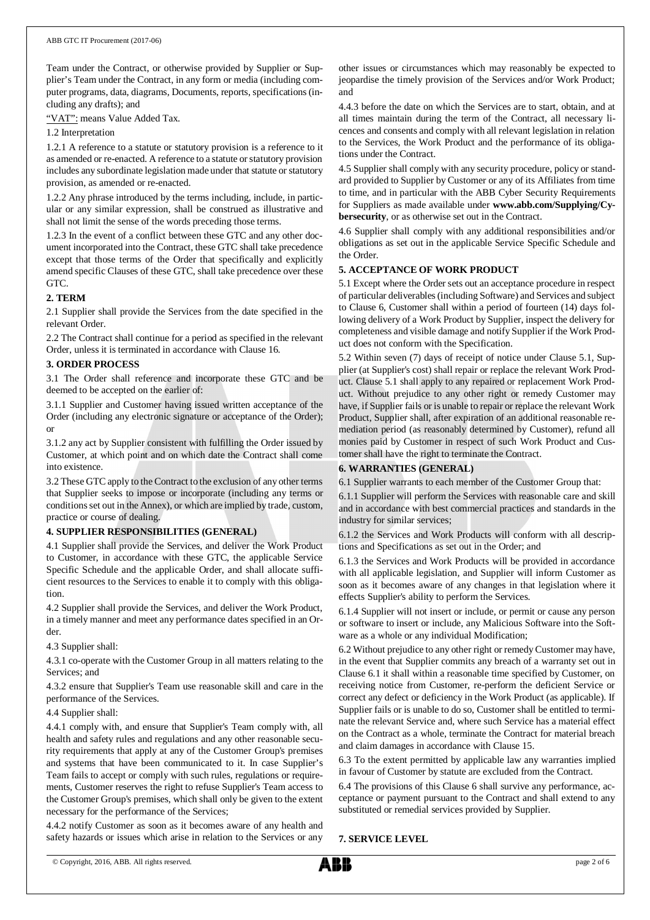Team under the Contract, or otherwise provided by Supplier or Supplier's Team under the Contract, in any form or media (including computer programs, data, diagrams, Documents, reports, specifications (including any drafts); and

"VAT": means Value Added Tax.

1.2 Interpretation

1.2.1 A reference to a statute or statutory provision is a reference to it as amended or re-enacted. A reference to a statute or statutory provision includes any subordinate legislation made under that statute or statutory provision, as amended or re-enacted.

1.2.2 Any phrase introduced by the terms including, include, in particular or any similar expression, shall be construed as illustrative and shall not limit the sense of the words preceding those terms.

1.2.3 In the event of a conflict between these GTC and any other document incorporated into the Contract, these GTC shall take precedence except that those terms of the Order that specifically and explicitly amend specific Clauses of these GTC, shall take precedence over these GTC.

**2. TERM**

2.1 Supplier shall provide the Services from the date specified in the relevant Order.

2.2 The Contract shall continue for a period as specified in the relevant Order, unless it is terminated in accordance with Clause 16.

**3. ORDER PROCESS**

3.1 The Order shall reference and incorporate these GTC and be deemed to be accepted on the earlier of:

3.1.1 Supplier and Customer having issued written acceptance of the Order (including any electronic signature or acceptance of the Order); or

3.1.2 any act by Supplier consistent with fulfilling the Order issued by Customer, at which point and on which date the Contract shall come into existence.

3.2 These GTC apply to the Contract to the exclusion of any other terms that Supplier seeks to impose or incorporate (including any terms or conditions set out in the Annex), or which are implied by trade, custom, practice or course of dealing.

**4. SUPPLIER RESPONSIBILITIES (GENERAL)**

4.1 Supplier shall provide the Services, and deliver the Work Product to Customer, in accordance with these GTC, the applicable Service Specific Schedule and the applicable Order, and shall allocate sufficient resources to the Services to enable it to comply with this obligation.

4.2 Supplier shall provide the Services, and deliver the Work Product, in a timely manner and meet any performance dates specified in an Order.

4.3 Supplier shall:

4.3.1 co-operate with the Customer Group in all matters relating to the Services; and

4.3.2 ensure that Supplier's Team use reasonable skill and care in the performance of the Services.

4.4 Supplier shall:

4.4.1 comply with, and ensure that Supplier's Team comply with, all health and safety rules and regulations and any other reasonable security requirements that apply at any of the Customer Group's premises and systems that have been communicated to it. In case Supplier's Team fails to accept or comply with such rules, regulations or requirements, Customer reserves the right to refuse Supplier's Team access to the Customer Group's premises, which shall only be given to the extent necessary for the performance of the Services;

4.4.2 notify Customer as soon as it becomes aware of any health and safety hazards or issues which arise in relation to the Services or any other issues or circumstances which may reasonably be expected to jeopardise the timely provision of the Services and/or Work Product; and

4.4.3 before the date on which the Services are to start, obtain, and at all times maintain during the term of the Contract, all necessary licences and consents and comply with all relevant legislation in relation to the Services, the Work Product and the performance of its obligations under the Contract.

4.5 Supplier shall comply with any security procedure, policy or standard provided to Supplier by Customer or any of its Affiliates from time to time, and in particular with the ABB Cyber Security Requirements for Suppliers as made available under **www.abb.com/Supplying/Cybersecurity**, or as otherwise set out in the Contract.

4.6 Supplier shall comply with any additional responsibilities and/or obligations as set out in the applicable Service Specific Schedule and the Order.

**5. ACCEPTANCE OF WORK PRODUCT**

5.1 Except where the Order sets out an acceptance procedure in respect of particular deliverables (including Software) and Services and subject to Clause 6, Customer shall within a period of fourteen (14) days following delivery of a Work Product by Supplier, inspect the delivery for completeness and visible damage and notify Supplier if the Work Product does not conform with the Specification.

5.2 Within seven (7) days of receipt of notice under Clause 5.1, Supplier (at Supplier's cost) shall repair or replace the relevant Work Product. Clause 5.1 shall apply to any repaired or replacement Work Product. Without prejudice to any other right or remedy Customer may have, if Supplier fails or is unable to repair or replace the relevant Work Product, Supplier shall, after expiration of an additional reasonable remediation period (as reasonably determined by Customer), refund all monies paid by Customer in respect of such Work Product and Customer shall have the right to terminate the Contract.

**6. WARRANTIES (GENERAL)**

6.1 Supplier warrants to each member of the Customer Group that:

6.1.1 Supplier will perform the Services with reasonable care and skill and in accordance with best commercial practices and standards in the industry for similar services;

6.1.2 the Services and Work Products will conform with all descriptions and Specifications as set out in the Order; and

6.1.3 the Services and Work Products will be provided in accordance with all applicable legislation, and Supplier will inform Customer as soon as it becomes aware of any changes in that legislation where it effects Supplier's ability to perform the Services.

6.1.4 Supplier will not insert or include, or permit or cause any person or software to insert or include, any Malicious Software into the Software as a whole or any individual Modification;

6.2 Without prejudice to any other right or remedy Customer may have, in the event that Supplier commits any breach of a warranty set out in Clause 6.1 it shall within a reasonable time specified by Customer, on receiving notice from Customer, re-perform the deficient Service or correct any defect or deficiency in the Work Product (as applicable). If Supplier fails or is unable to do so, Customer shall be entitled to terminate the relevant Service and, where such Service has a material effect on the Contract as a whole, terminate the Contract for material breach and claim damages in accordance with Clause 15.

6.3 To the extent permitted by applicable law any warranties implied in favour of Customer by statute are excluded from the Contract.

6.4 The provisions of this Clause 6 shall survive any performance, acceptance or payment pursuant to the Contract and shall extend to any substituted or remedial services provided by Supplier.

**7. SERVICE LEVEL**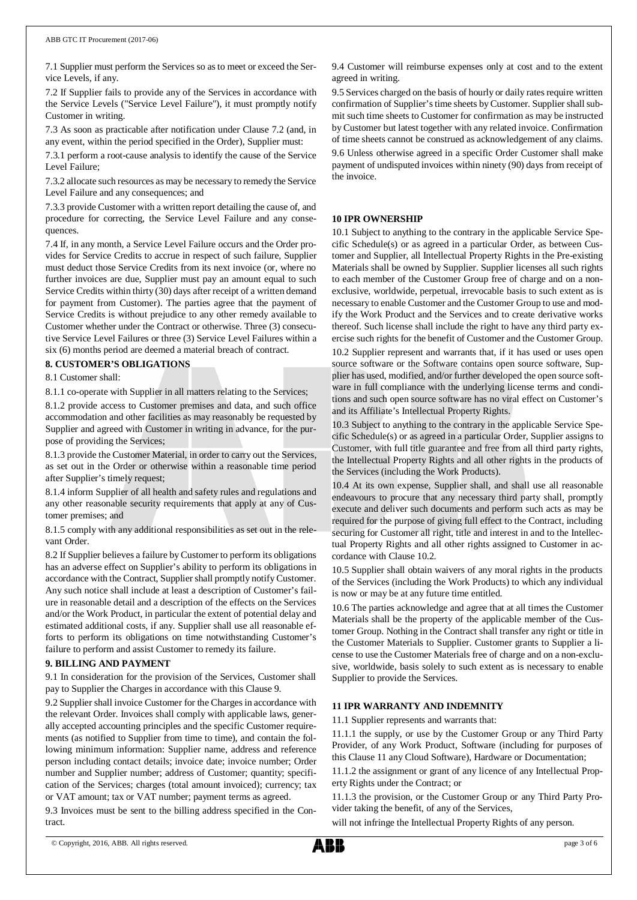7.1 Supplier must perform the Services so as to meet or exceed the Service Levels, if any.

7.2 If Supplier fails to provide any of the Services in accordance with the Service Levels ("Service Level Failure"), it must promptly notify Customer in writing.

7.3 As soon as practicable after notification under Clause 7.2 (and, in any event, within the period specified in the Order), Supplier must:

7.3.1 perform a root-cause analysis to identify the cause of the Service Level Failure;

7.3.2 allocate such resources as may be necessary to remedy the Service Level Failure and any consequences; and

7.3.3 provide Customer with a written report detailing the cause of, and procedure for correcting, the Service Level Failure and any consequences.

7.4 If, in any month, a Service Level Failure occurs and the Order provides for Service Credits to accrue in respect of such failure, Supplier must deduct those Service Credits from its next invoice (or, where no further invoices are due, Supplier must pay an amount equal to such Service Credits within thirty (30) days after receipt of a written demand for payment from Customer). The parties agree that the payment of Service Credits is without prejudice to any other remedy available to Customer whether under the Contract or otherwise. Three (3) consecutive Service Level Failures or three (3) Service Level Failures within a six (6) months period are deemed a material breach of contract.

## 8. CUSTOMER'S OBLIGATIONS

8.1 Customer shall:

8.1.1 co-operate with Supplier in all matters relating to the Services;

8.1.2 provide access to Customer premises and data, and such office accommodation and other facilities as may reasonably be requested by Supplier and agreed with Customer in writing in advance, for the purpose of providing the Services;

8.1.3 provide the Customer Material, in order to carry out the Services, as set out in the Order or otherwise within a reasonable time period after Supplier's timely request;

8.1.4 inform Supplier of all health and safety rules and regulations and any other reasonable security requirements that apply at any of Customer premises; and

8.1.5 comply with any additional responsibilities as set out in the relevant Order.

8.2 If Supplier believes a failure by Customer to perform its obligations has an adverse effect on Supplier's ability to perform its obligations in accordance with the Contract, Supplier shall promptly notify Customer. Any such notice shall include at least a description of Customer's failure in reasonable detail and a description of the effects on the Services and/or the Work Product, in particular the extent of potential delay and estimated additional costs, if any. Supplier shall use all reasonable efforts to perform its obligations on time notwithstanding Customer's failure to perform and assist Customer to remedy its failure.

## 9. BILLING AND PAYMENT

9.1 In consideration for the provision of the Services, Customer shall pay to Supplier the Charges in accordance with this Clause 9.

9.2 Supplier shall invoice Customer for the Charges in accordance with the relevant Order. Invoices shall comply with applicable laws, generally accepted accounting principles and the specific Customer requirements (as notified to Supplier from time to time), and contain the following minimum information: Supplier name, address and reference person including contact details; invoice date; invoice number; Order number and Supplier number; address of Customer; quantity; specification of the Services; charges (total amount invoiced); currency; tax or VAT amount; tax or VAT number; payment terms as agreed.

9.3 Invoices must be sent to the billing address specified in the Contract.

9.4 Customer will reimburse expenses only at cost and to the extent agreed in writing.

9.5 Services charged on the basis of hourly or daily rates require written confirmation of Supplier's time sheets by Customer. Supplier shall submit such time sheets to Customer for confirmation as may be instructed by Customer but latest together with any related invoice. Confirmation of time sheets cannot be construed as acknowledgement of any claims.

9.6 Unless otherwise agreed in a specific Order Customer shall make payment of undisputed invoices within ninety (90) days from receipt of the invoice.

## 10 IPR OWNERSHIP

10.1 Subject to anything to the contrary in the applicable Service Specific Schedule(s) or as agreed in a particular Order, as between Customer and Supplier, all Intellectual Property Rights in the Pre-existing Materials shall be owned by Supplier. Supplier licenses all such rights to each member of the Customer Group free of charge and on a non-exclusive, worldwide, perpetual, irrevocable basis to such extent as is necessary to enable Customer and the Customer Group to use and modify the Work Product and the Services and to create derivative works thereof. Such license shall include the right to have any third party exercise such rights for the benefit of Customer and the Customer Group.

10.2 Supplier represent and warrants that, if it has used or uses open source software or the Software contains open source software, Supplier has used, modified, and/or further developed the open source software in full compliance with the underlying license terms and conditions and such open source software has no viral effect on Customer's and its Affiliate's Intellectual Property Rights.

10.3 Subject to anything to the contrary in the applicable Service Specific Schedule(s) or as agreed in a particular Order, Supplier assigns to Customer, with full title guarantee and free from all third party rights, the Intellectual Property Rights and all other rights in the products of the Services (including the Work Products).

10.4 At its own expense, Supplier shall, and shall use all reasonable endeavours to procure that any necessary third party shall, promptly execute and deliver such documents and perform such acts as may be required for the purpose of giving full effect to the Contract, including securing for Customer all right, title and interest in and to the Intellectual Property Rights and all other rights assigned to Customer in accordance with Clause 10.2.

10.5 Supplier shall obtain waivers of any moral rights in the products of the Services (including the Work Products) to which any individual is now or may be at any future time entitled.

10.6 The parties acknowledge and agree that at all times the Customer Materials shall be the property of the applicable member of the Customer Group. Nothing in the Contract shall transfer any right or title in the Customer Materials to Supplier. Customer grants to Supplier a license to use the Customer Materials free of charge and on a non-exclusive, worldwide, basis solely to such extent as is necessary to enable Supplier to provide the Services.

## 11 IPR WARRANTY AND INDEMNITY

11.1 Supplier represents and warrants that:

11.1.1 the supply, or use by the Customer Group or any Third Party Provider, of any Work Product, Software (including for purposes of this Clause 11 any Cloud Software), Hardware or Documentation;

11.1.2 the assignment or grant of any licence of any Intellectual Property Rights under the Contract; or

11.1.3 the provision, or the Customer Group or any Third Party Provider taking the benefit, of any of the Services,

will not infringe the Intellectual Property Rights of any person.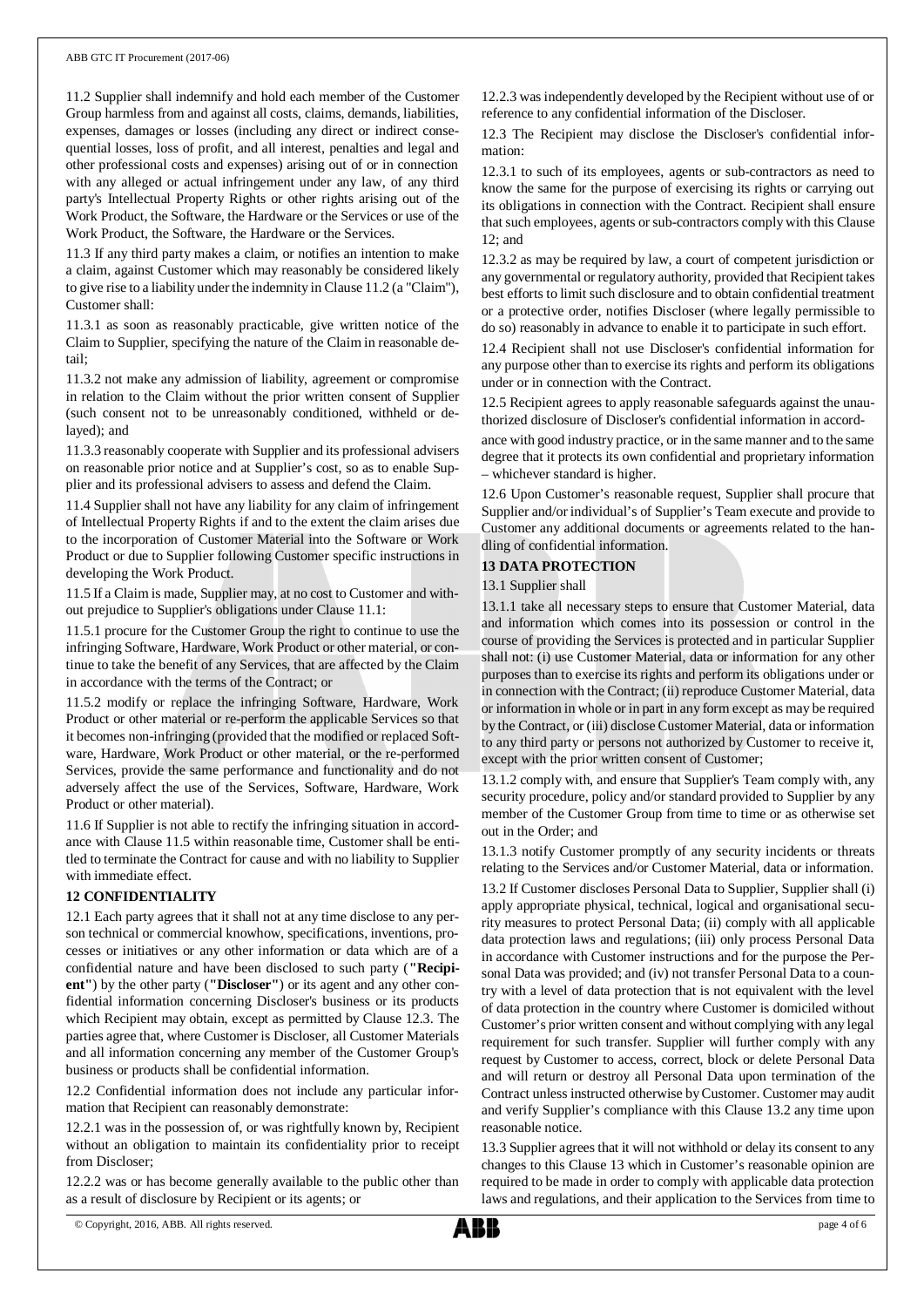11.2 Supplier shall indemnify and hold each member of the Customer Group harmless from and against all costs, claims, demands, liabilities, expenses, damages or losses (including any direct or indirect consequential losses, loss of profit, and all interest, penalties and legal and other professional costs and expenses) arising out of or in connection with any alleged or actual infringement under any law, of any third party's Intellectual Property Rights or other rights arising out of the Work Product, the Software, the Hardware or the Services or use of the Work Product, the Software, the Hardware or the Services.

11.3 If any third party makes a claim, or notifies an intention to make a claim, against Customer which may reasonably be considered likely to give rise to a liability under the indemnity in Clause 11.2 (a "Claim"), Customer shall:

11.3.1 as soon as reasonably practicable, give written notice of the Claim to Supplier, specifying the nature of the Claim in reasonable detail;

11.3.2 not make any admission of liability, agreement or compromise in relation to the Claim without the prior written consent of Supplier (such consent not to be unreasonably conditioned, withheld or delayed); and

11.3.3 reasonably cooperate with Supplier and its professional advisers on reasonable prior notice and at Supplier's cost, so as to enable Supplier and its professional advisers to assess and defend the Claim.

11.4 Supplier shall not have any liability for any claim of infringement of Intellectual Property Rights if and to the extent the claim arises due to the incorporation of Customer Material into the Software or Work Product or due to Supplier following Customer specific instructions in developing the Work Product.

11.5 If a Claim is made, Supplier may, at no cost to Customer and without prejudice to Supplier's obligations under Clause 11.1:

11.5.1 procure for the Customer Group the right to continue to use the infringing Software, Hardware, Work Product or other material, or continue to take the benefit of any Services, that are affected by the Claim in accordance with the terms of the Contract; or

11.5.2 modify or replace the infringing Software, Hardware, Work Product or other material or re-perform the applicable Services so that it becomes non-infringing (provided that the modified or replaced Software, Hardware, Work Product or other material, or the re-performed Services, provide the same performance and functionality and do not adversely affect the use of the Services, Software, Hardware, Work Product or other material).

11.6 If Supplier is not able to rectify the infringing situation in accordance with Clause 11.5 within reasonable time, Customer shall be entitled to terminate the Contract for cause and with no liability to Supplier with immediate effect.

**12 CONFIDENTIALITY**

12.1 Each party agrees that it shall not at any time disclose to any person technical or commercial knowhow, specifications, inventions, processes or initiatives or any other information or data which are of a confidential nature and have been disclosed to such party (**"Recipient"**) by the other party (**"Discloser"**) or its agent and any other confidential information concerning Discloser's business or its products which Recipient may obtain, except as permitted by Clause 12.3. The parties agree that, where Customer is Discloser, all Customer Materials and all information concerning any member of the Customer Group's business or products shall be confidential information.

12.2 Confidential information does not include any particular information that Recipient can reasonably demonstrate:

12.2.1 was in the possession of, or was rightfully known by, Recipient without an obligation to maintain its confidentiality prior to receipt from Discloser;

12.2.2 was or has become generally available to the public other than as a result of disclosure by Recipient or its agents; or

12.2.3 was independently developed by the Recipient without use of or reference to any confidential information of the Discloser.

12.3 The Recipient may disclose the Discloser's confidential information:

12.3.1 to such of its employees, agents or sub-contractors as need to know the same for the purpose of exercising its rights or carrying out its obligations in connection with the Contract. Recipient shall ensure that such employees, agents or sub-contractors comply with this Clause 12; and

12.3.2 as may be required by law, a court of competent jurisdiction or any governmental or regulatory authority, provided that Recipient takes best efforts to limit such disclosure and to obtain confidential treatment or a protective order, notifies Discloser (where legally permissible to do so) reasonably in advance to enable it to participate in such effort.

12.4 Recipient shall not use Discloser's confidential information for any purpose other than to exercise its rights and perform its obligations under or in connection with the Contract.

12.5 Recipient agrees to apply reasonable safeguards against the unauthorized disclosure of Discloser's confidential information in accordance with good industry practice, or in the same manner and to the same degree that it protects its own confidential and proprietary information – whichever standard is higher.

12.6 Upon Customer's reasonable request, Supplier shall procure that Supplier and/or individual's of Supplier's Team execute and provide to Customer any additional documents or agreements related to the handling of confidential information.

**13 DATA PROTECTION**

13.1 Supplier shall

13.1.1 take all necessary steps to ensure that Customer Material, data and information which comes into its possession or control in the course of providing the Services is protected and in particular Supplier shall not: (i) use Customer Material, data or information for any other purposes than to exercise its rights and perform its obligations under or in connection with the Contract; (ii) reproduce Customer Material, data or information in whole or in part in any form except as may be required by the Contract, or (iii) disclose Customer Material, data or information to any third party or persons not authorized by Customer to receive it, except with the prior written consent of Customer;

13.1.2 comply with, and ensure that Supplier's Team comply with, any security procedure, policy and/or standard provided to Supplier by any member of the Customer Group from time to time or as otherwise set out in the Order; and

13.1.3 notify Customer promptly of any security incidents or threats relating to the Services and/or Customer Material, data or information.

13.2 If Customer discloses Personal Data to Supplier, Supplier shall (i) apply appropriate physical, technical, logical and organisational security measures to protect Personal Data; (ii) comply with all applicable data protection laws and regulations; (iii) only process Personal Data in accordance with Customer instructions and for the purpose the Personal Data was provided; and (iv) not transfer Personal Data to a country with a level of data protection that is not equivalent with the level of data protection in the country where Customer is domiciled without Customer's prior written consent and without complying with any legal requirement for such transfer. Supplier will further comply with any request by Customer to access, correct, block or delete Personal Data and will return or destroy all Personal Data upon termination of the Contract unless instructed otherwise by Customer. Customer may audit and verify Supplier's compliance with this Clause 13.2 any time upon reasonable notice.

13.3 Supplier agrees that it will not withhold or delay its consent to any changes to this Clause 13 which in Customer's reasonable opinion are required to be made in order to comply with applicable data protection laws and regulations, and their application to the Services from time to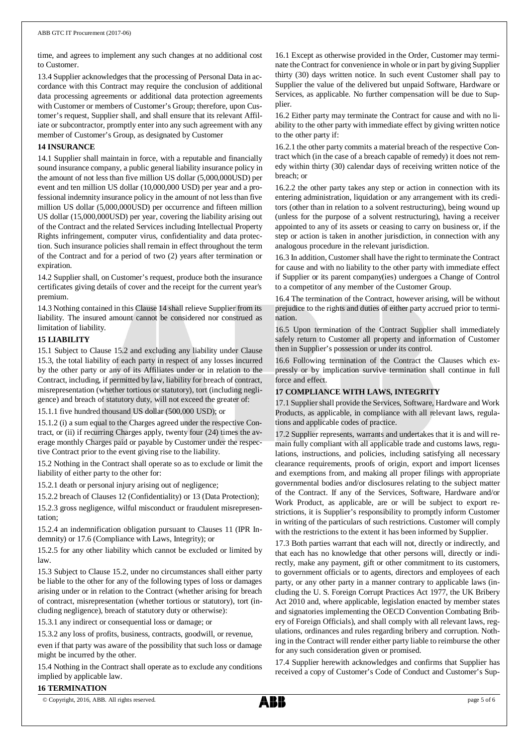time, and agrees to implement any such changes at no additional cost to Customer.

13.4 Supplier acknowledges that the processing of Personal Data in accordance with this Contract may require the conclusion of additional data processing agreements or additional data protection agreements with Customer or members of Customer's Group; therefore, upon Customer's request, Supplier shall, and shall ensure that its relevant Affiliate or subcontractor, promptly enter into any such agreement with any member of Customer's Group, as designated by Customer

**14 INSURANCE**

14.1 Supplier shall maintain in force, with a reputable and financially sound insurance company, a public general liability insurance policy in the amount of not less than five million US dollar (5,000,000USD) per event and ten million US dollar (10,000,000 USD) per year and a professional indemnity insurance policy in the amount of not less than five million US dollar (5,000,000USD) per occurrence and fifteen million US dollar (15,000,000USD) per year, covering the liability arising out of the Contract and the related Services including Intellectual Property Rights infringement, computer virus, confidentiality and data protection. Such insurance policies shall remain in effect throughout the term of the Contract and for a period of two (2) years after termination or expiration.

14.2 Supplier shall, on Customer's request, produce both the insurance certificates giving details of cover and the receipt for the current year's premium.

14.3 Nothing contained in this Clause 14 shall relieve Supplier from its liability. The insured amount cannot be considered nor construed as limitation of liability.

**15 LIABILITY**

15.1 Subject to Clause 15.2 and excluding any liability under Clause 15.3, the total liability of each party in respect of any losses incurred by the other party or any of its Affiliates under or in relation to the Contract, including, if permitted by law, liability for breach of contract, misrepresentation (whether tortious or statutory), tort (including negligence) and breach of statutory duty, will not exceed the greater of:

15.1.1 five hundred thousand US dollar (500,000 USD); or

15.1.2 (i) a sum equal to the Charges agreed under the respective Contract, or (ii) if recurring Charges apply, twenty four (24) times the average monthly Charges paid or payable by Customer under the respective Contract prior to the event giving rise to the liability.

15.2 Nothing in the Contract shall operate so as to exclude or limit the liability of either party to the other for:

15.2.1 death or personal injury arising out of negligence;

15.2.2 breach of Clauses 12 (Confidentiality) or 13 (Data Protection);

15.2.3 gross negligence, wilful misconduct or fraudulent misrepresentation;

15.2.4 an indemnification obligation pursuant to Clauses 11 (IPR Indemnity) or 17.6 (Compliance with Laws, Integrity); or

15.2.5 for any other liability which cannot be excluded or limited by law.

15.3 Subject to Clause 15.2, under no circumstances shall either party be liable to the other for any of the following types of loss or damages arising under or in relation to the Contract (whether arising for breach of contract, misrepresentation (whether tortious or statutory), tort (including negligence), breach of statutory duty or otherwise):

15.3.1 any indirect or consequential loss or damage; or

15.3.2 any loss of profits, business, contracts, goodwill, or revenue,

even if that party was aware of the possibility that such loss or damage might be incurred by the other.

15.4 Nothing in the Contract shall operate as to exclude any conditions implied by applicable law.

**16 TERMINATION**

16.1 Except as otherwise provided in the Order, Customer may terminate the Contract for convenience in whole or in part by giving Supplier thirty (30) days written notice. In such event Customer shall pay to Supplier the value of the delivered but unpaid Software, Hardware or Services, as applicable. No further compensation will be due to Supplier.

16.2 Either party may terminate the Contract for cause and with no liability to the other party with immediate effect by giving written notice to the other party if:

16.2.1 the other party commits a material breach of the respective Contract which (in the case of a breach capable of remedy) it does not remedy within thirty (30) calendar days of receiving written notice of the breach; or

16.2.2 the other party takes any step or action in connection with its entering administration, liquidation or any arrangement with its creditors (other than in relation to a solvent restructuring), being wound up (unless for the purpose of a solvent restructuring), having a receiver appointed to any of its assets or ceasing to carry on business or, if the step or action is taken in another jurisdiction, in connection with any analogous procedure in the relevant jurisdiction.

16.3 In addition, Customer shall have the right to terminate the Contract for cause and with no liability to the other party with immediate effect if Supplier or its parent company(ies) undergoes a Change of Control to a competitor of any member of the Customer Group.

16.4 The termination of the Contract, however arising, will be without prejudice to the rights and duties of either party accrued prior to termination.

16.5 Upon termination of the Contract Supplier shall immediately safely return to Customer all property and information of Customer then in Supplier's possession or under its control.

16.6 Following termination of the Contract the Clauses which expressly or by implication survive termination shall continue in full force and effect.

**17 COMPLIANCE WITH LAWS, INTEGRITY**

17.1 Supplier shall provide the Services, Software, Hardware and Work Products, as applicable, in compliance with all relevant laws, regulations and applicable codes of practice.

17.2 Supplier represents, warrants and undertakes that it is and will remain fully compliant with all applicable trade and customs laws, regulations, instructions, and policies, including satisfying all necessary clearance requirements, proofs of origin, export and import licenses and exemptions from, and making all proper filings with appropriate governmental bodies and/or disclosures relating to the subject matter of the Contract. If any of the Services, Software, Hardware and/or Work Product, as applicable, are or will be subject to export restrictions, it is Supplier's responsibility to promptly inform Customer in writing of the particulars of such restrictions. Customer will comply with the restrictions to the extent it has been informed by Supplier.

17.3 Both parties warrant that each will not, directly or indirectly, and that each has no knowledge that other persons will, directly or indirectly, make any payment, gift or other commitment to its customers, to government officials or to agents, directors and employees of each party, or any other party in a manner contrary to applicable laws (including the U. S. Foreign Corrupt Practices Act 1977, the UK Bribery Act 2010 and, where applicable, legislation enacted by member states and signatories implementing the OECD Convention Combating Bribery of Foreign Officials), and shall comply with all relevant laws, regulations, ordinances and rules regarding bribery and corruption. Nothing in the Contract will render either party liable to reimburse the other for any such consideration given or promised.

17.4 Supplier herewith acknowledges and confirms that Supplier has received a copy of Customer's Code of Conduct and Customer's Sup-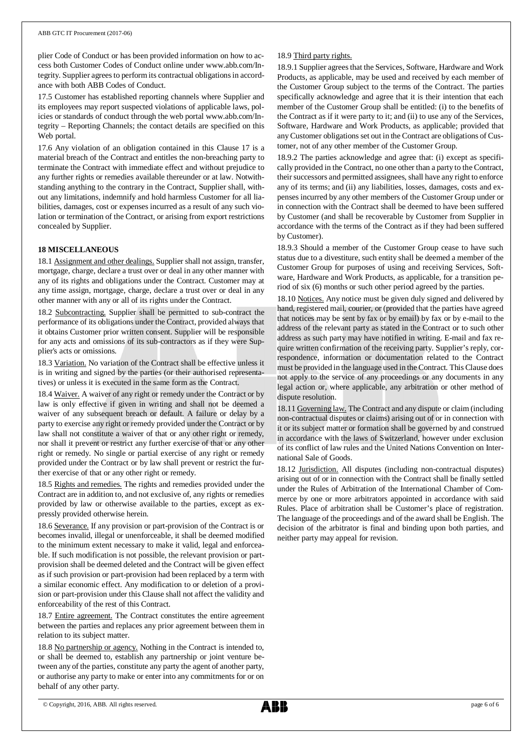plier Code of Conduct or has been provided information on how to access both Customer Codes of Conduct online under www.abb.com/Integrity. Supplier agrees to perform its contractual obligations in accordance with both ABB Codes of Conduct.

17.5 Customer has established reporting channels where Supplier and its employees may report suspected violations of applicable laws, policies or standards of conduct through the web portal www.abb.com/Integrity – Reporting Channels; the contact details are specified on this Web portal.

17.6 Any violation of an obligation contained in this Clause 17 is a material breach of the Contract and entitles the non-breaching party to terminate the Contract with immediate effect and without prejudice to any further rights or remedies available thereunder or at law. Notwithstanding anything to the contrary in the Contract, Supplier shall, without any limitations, indemnify and hold harmless Customer for all liabilities, damages, cost or expenses incurred as a result of any such violation or termination of the Contract, or arising from export restrictions concealed by Supplier.

**18 MISCELLANEOUS**

18.1 Assignment and other dealings. Supplier shall not assign, transfer, mortgage, charge, declare a trust over or deal in any other manner with any of its rights and obligations under the Contract. Customer may at any time assign, mortgage, charge, declare a trust over or deal in any other manner with any or all of its rights under the Contract.

18.2 Subcontracting. Supplier shall be permitted to sub-contract the performance of its obligations under the Contract, provided always that it obtains Customer prior written consent. Supplier will be responsible for any acts and omissions of its sub-contractors as if they were Supplier's acts or omissions.

18.3 Variation. No variation of the Contract shall be effective unless it is in writing and signed by the parties (or their authorised representatives) or unless it is executed in the same form as the Contract.

18.4 Waiver. A waiver of any right or remedy under the Contract or by law is only effective if given in writing and shall not be deemed a waiver of any subsequent breach or default. A failure or delay by a party to exercise any right or remedy provided under the Contract or by law shall not constitute a waiver of that or any other right or remedy, nor shall it prevent or restrict any further exercise of that or any other right or remedy. No single or partial exercise of any right or remedy provided under the Contract or by law shall prevent or restrict the further exercise of that or any other right or remedy.

18.5 Rights and remedies. The rights and remedies provided under the Contract are in addition to, and not exclusive of, any rights or remedies provided by law or otherwise available to the parties, except as expressly provided otherwise herein.

18.6 Severance. If any provision or part-provision of the Contract is or becomes invalid, illegal or unenforceable, it shall be deemed modified to the minimum extent necessary to make it valid, legal and enforceable. If such modification is not possible, the relevant provision or part-provision shall be deemed deleted and the Contract will be given effect as if such provision or part-provision had been replaced by a term with a similar economic effect. Any modification to or deletion of a provision or part-provision under this Clause shall not affect the validity and enforceability of the rest of this Contract.

18.7 Entire agreement. The Contract constitutes the entire agreement between the parties and replaces any prior agreement between them in relation to its subject matter.

18.8 No partnership or agency. Nothing in the Contract is intended to, or shall be deemed to, establish any partnership or joint venture between any of the parties, constitute any party the agent of another party, or authorise any party to make or enter into any commitments for or on behalf of any other party.

18.9 Third party rights.

18.9.1 Supplier agrees that the Services, Software, Hardware and Work Products, as applicable, may be used and received by each member of the Customer Group subject to the terms of the Contract. The parties specifically acknowledge and agree that it is their intention that each member of the Customer Group shall be entitled: (i) to the benefits of the Contract as if it were party to it; and (ii) to use any of the Services, Software, Hardware and Work Products, as applicable; provided that any Customer obligations set out in the Contract are obligations of Customer, not of any other member of the Customer Group.

18.9.2 The parties acknowledge and agree that: (i) except as specifically provided in the Contract, no one other than a party to the Contract, their successors and permitted assignees, shall have any right to enforce any of its terms; and (ii) any liabilities, losses, damages, costs and expenses incurred by any other members of the Customer Group under or in connection with the Contract shall be deemed to have been suffered by Customer (and shall be recoverable by Customer from Supplier in accordance with the terms of the Contract as if they had been suffered by Customer).

18.9.3 Should a member of the Customer Group cease to have such status due to a divestiture, such entity shall be deemed a member of the Customer Group for purposes of using and receiving Services, Software, Hardware and Work Products, as applicable, for a transition period of six (6) months or such other period agreed by the parties.

18.10 Notices. Any notice must be given duly signed and delivered by hand, registered mail, courier, or (provided that the parties have agreed that notices may be sent by fax or by email) by fax or by e-mail to the address of the relevant party as stated in the Contract or to such other address as such party may have notified in writing. E-mail and fax require written confirmation of the receiving party. Supplier's reply, correspondence, information or documentation related to the Contract must be provided in the language used in the Contract. This Clause does not apply to the service of any proceedings or any documents in any legal action or, where applicable, any arbitration or other method of dispute resolution.

18.11 Governing law. The Contract and any dispute or claim (including non-contractual disputes or claims) arising out of or in connection with it or its subject matter or formation shall be governed by and construed in accordance with the laws of Switzerland, however under exclusion of its conflict of law rules and the United Nations Convention on International Sale of Goods.

18.12 Jurisdiction. All disputes (including non-contractual disputes) arising out of or in connection with the Contract shall be finally settled under the Rules of Arbitration of the International Chamber of Commerce by one or more arbitrators appointed in accordance with said Rules. Place of arbitration shall be Customer's place of registration. The language of the proceedings and of the award shall be English. The decision of the arbitrator is final and binding upon both parties, and neither party may appeal for revision.